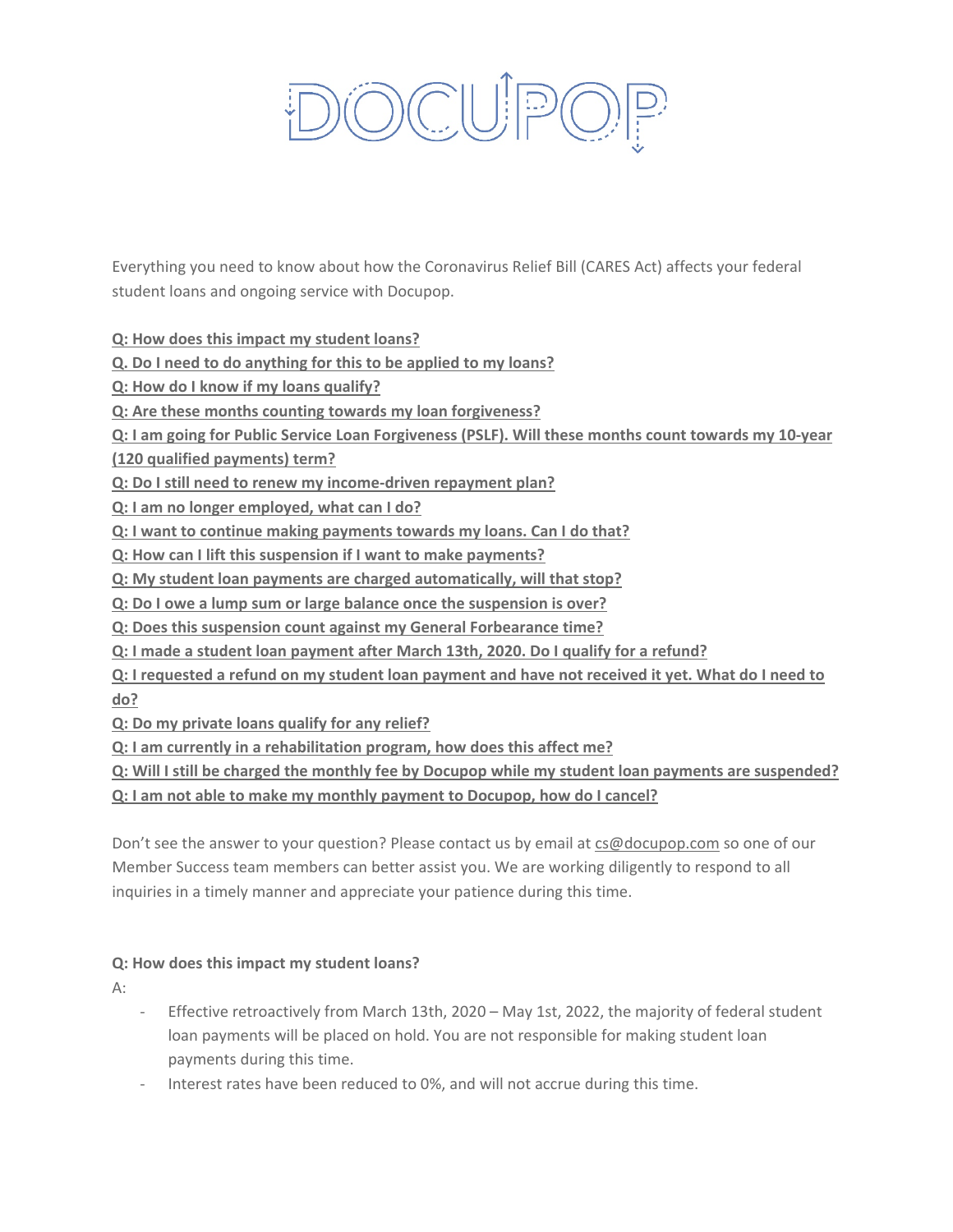# DOCUPOP

Everything you need to know about how the Coronavirus Relief Bill (CARES Act) affects your federal student loans and ongoing service with Docupop.

**Q: How does this impact my student loans?**
**Q. Do I need to do anything for this to be applied to my loans?**
**Q: How do I know if my loans qualify?**
**Q: Are these months counting towards my loan forgiveness?**
**Q: I am going for Public Service Loan Forgiveness (PSLF). Will these months count towards my 10-year (120 qualified payments) term?**
**Q: Do I still need to renew my income-driven repayment plan?**
**Q: I am no longer employed, what can I do?**
**Q: I want to continue making payments towards my loans. Can I do that?**
**Q: How can I lift this suspension if I want to make payments?**
**Q: My student loan payments are charged automatically, will that stop?**
**Q: Do I owe a lump sum or large balance once the suspension is over?**
**Q: Does this suspension count against my General Forbearance time?**
**Q: I made a student loan payment after March 13th, 2020. Do I qualify for a refund?**
**Q: I requested a refund on my student loan payment and have not received it yet. What do I need to do?**
**Q: Do my private loans qualify for any relief?**
**Q: I am currently in a rehabilitation program, how does this affect me?**
**Q: Will I still be charged the monthly fee by Docupop while my student loan payments are suspended?**
**Q: I am not able to make my monthly payment to Docupop, how do I cancel?**

Don't see the answer to your question? Please contact us by email at cs@docupop.com so one of our Member Success team members can better assist you. We are working diligently to respond to all inquiries in a timely manner and appreciate your patience during this time.

**Q: How does this impact my student loans?**

A:

- Effective retroactively from March 13th, 2020 – May 1st, 2022, the majority of federal student loan payments will be placed on hold. You are not responsible for making student loan payments during this time.
- Interest rates have been reduced to 0%, and will not accrue during this time.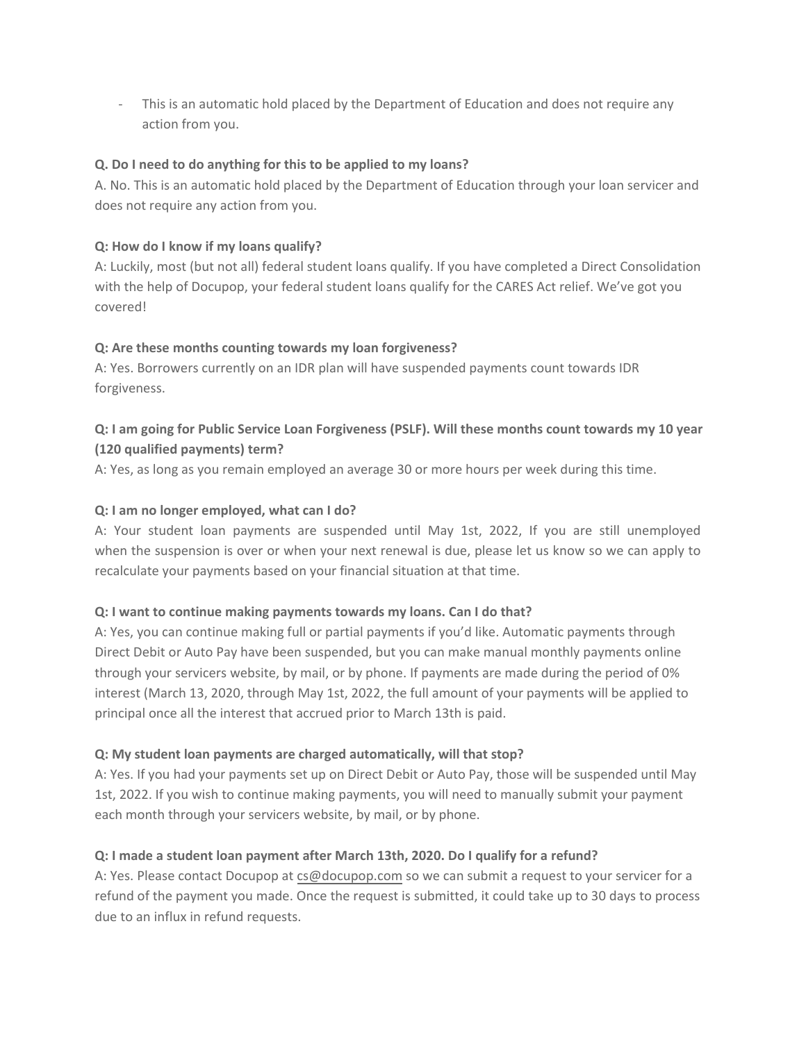- This is an automatic hold placed by the Department of Education and does not require any action from you.

**Q. Do I need to do anything for this to be applied to my loans?**
A. No. This is an automatic hold placed by the Department of Education through your loan servicer and does not require any action from you.

**Q: How do I know if my loans qualify?**
A: Luckily, most (but not all) federal student loans qualify. If you have completed a Direct Consolidation with the help of Docupop, your federal student loans qualify for the CARES Act relief. We've got you covered!

**Q: Are these months counting towards my loan forgiveness?**
A: Yes. Borrowers currently on an IDR plan will have suspended payments count towards IDR forgiveness.

**Q: I am going for Public Service Loan Forgiveness (PSLF). Will these months count towards my 10 year (120 qualified payments) term?**
A: Yes, as long as you remain employed an average 30 or more hours per week during this time.

**Q: I am no longer employed, what can I do?**
A: Your student loan payments are suspended until May 1st, 2022, If you are still unemployed when the suspension is over or when your next renewal is due, please let us know so we can apply to recalculate your payments based on your financial situation at that time.

**Q: I want to continue making payments towards my loans. Can I do that?**
A: Yes, you can continue making full or partial payments if you'd like. Automatic payments through Direct Debit or Auto Pay have been suspended, but you can make manual monthly payments online through your servicers website, by mail, or by phone. If payments are made during the period of 0% interest (March 13, 2020, through May 1st, 2022, the full amount of your payments will be applied to principal once all the interest that accrued prior to March 13th is paid.

**Q: My student loan payments are charged automatically, will that stop?**
A: Yes. If you had your payments set up on Direct Debit or Auto Pay, those will be suspended until May 1st, 2022. If you wish to continue making payments, you will need to manually submit your payment each month through your servicers website, by mail, or by phone.

**Q: I made a student loan payment after March 13th, 2020. Do I qualify for a refund?**
A: Yes. Please contact Docupop at cs@docupop.com so we can submit a request to your servicer for a refund of the payment you made. Once the request is submitted, it could take up to 30 days to process due to an influx in refund requests.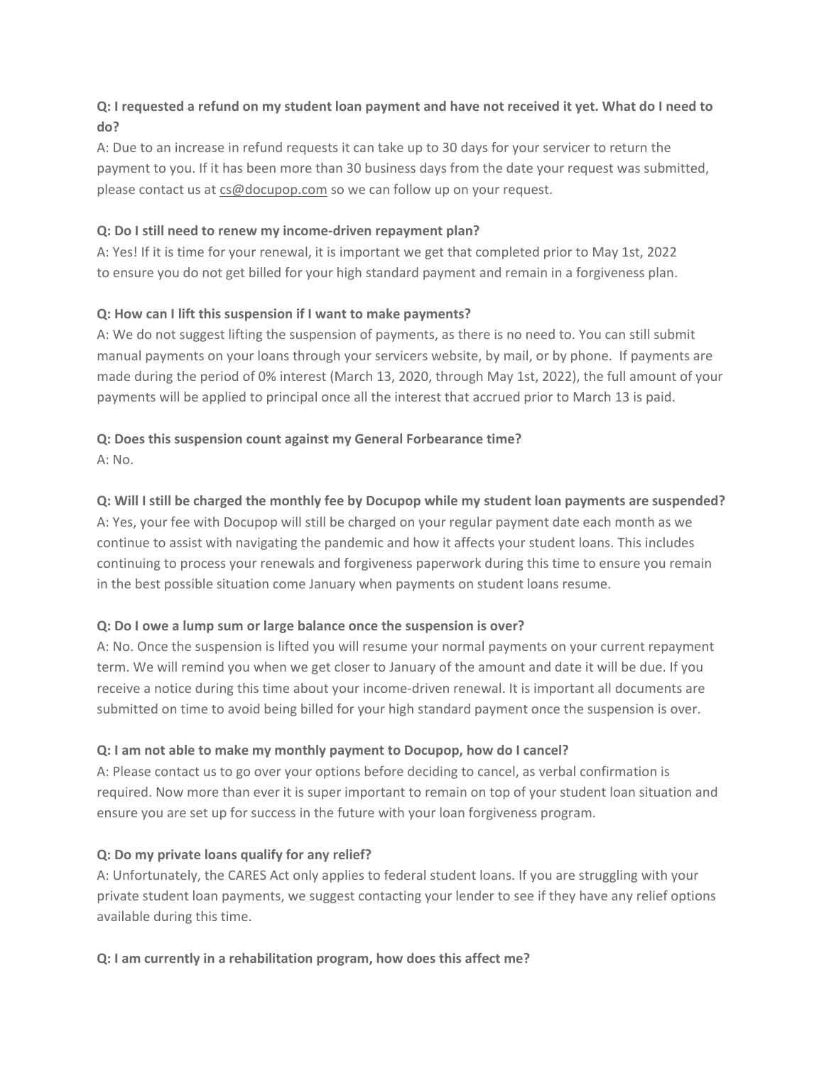**Q: I requested a refund on my student loan payment and have not received it yet. What do I need to do?**

A: Due to an increase in refund requests it can take up to 30 days for your servicer to return the payment to you. If it has been more than 30 business days from the date your request was submitted, please contact us at cs@docupop.com so we can follow up on your request.

**Q: Do I still need to renew my income-driven repayment plan?**

A: Yes! If it is time for your renewal, it is important we get that completed prior to May 1st, 2022 to ensure you do not get billed for your high standard payment and remain in a forgiveness plan.

**Q: How can I lift this suspension if I want to make payments?**

A: We do not suggest lifting the suspension of payments, as there is no need to. You can still submit manual payments on your loans through your servicers website, by mail, or by phone. If payments are made during the period of 0% interest (March 13, 2020, through May 1st, 2022), the full amount of your payments will be applied to principal once all the interest that accrued prior to March 13 is paid.

**Q: Does this suspension count against my General Forbearance time?**

A: No.

**Q: Will I still be charged the monthly fee by Docupop while my student loan payments are suspended?**

A: Yes, your fee with Docupop will still be charged on your regular payment date each month as we continue to assist with navigating the pandemic and how it affects your student loans. This includes continuing to process your renewals and forgiveness paperwork during this time to ensure you remain in the best possible situation come January when payments on student loans resume.

**Q: Do I owe a lump sum or large balance once the suspension is over?**

A: No. Once the suspension is lifted you will resume your normal payments on your current repayment term. We will remind you when we get closer to January of the amount and date it will be due. If you receive a notice during this time about your income-driven renewal. It is important all documents are submitted on time to avoid being billed for your high standard payment once the suspension is over.

**Q: I am not able to make my monthly payment to Docupop, how do I cancel?**

A: Please contact us to go over your options before deciding to cancel, as verbal confirmation is required. Now more than ever it is super important to remain on top of your student loan situation and ensure you are set up for success in the future with your loan forgiveness program.

**Q: Do my private loans qualify for any relief?**

A: Unfortunately, the CARES Act only applies to federal student loans. If you are struggling with your private student loan payments, we suggest contacting your lender to see if they have any relief options available during this time.

**Q: I am currently in a rehabilitation program, how does this affect me?**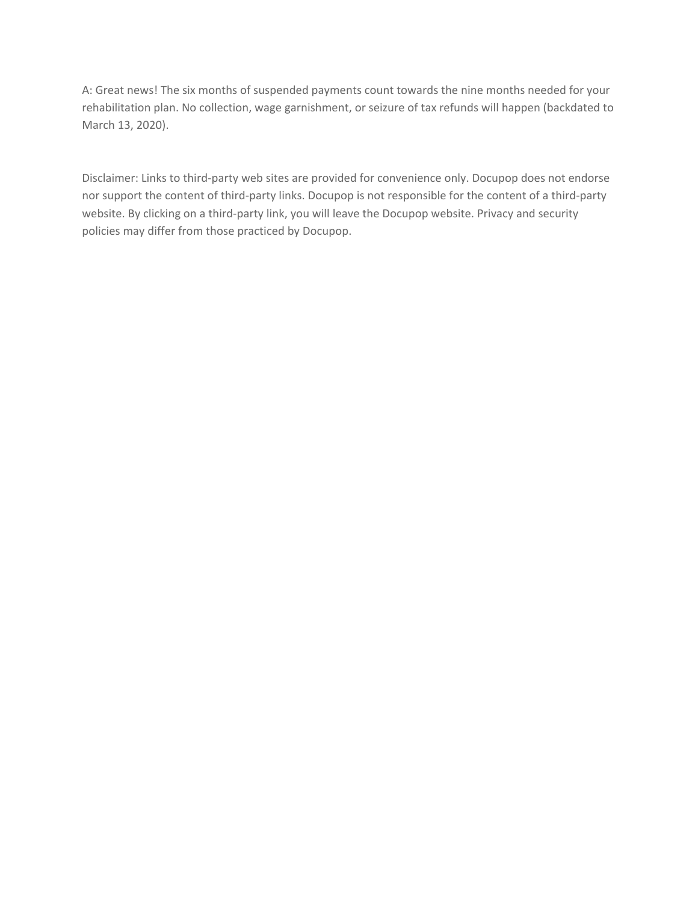A: Great news! The six months of suspended payments count towards the nine months needed for your rehabilitation plan. No collection, wage garnishment, or seizure of tax refunds will happen (backdated to March 13, 2020).

Disclaimer: Links to third-party web sites are provided for convenience only. Docupop does not endorse nor support the content of third-party links. Docupop is not responsible for the content of a third-party website. By clicking on a third-party link, you will leave the Docupop website. Privacy and security policies may differ from those practiced by Docupop.